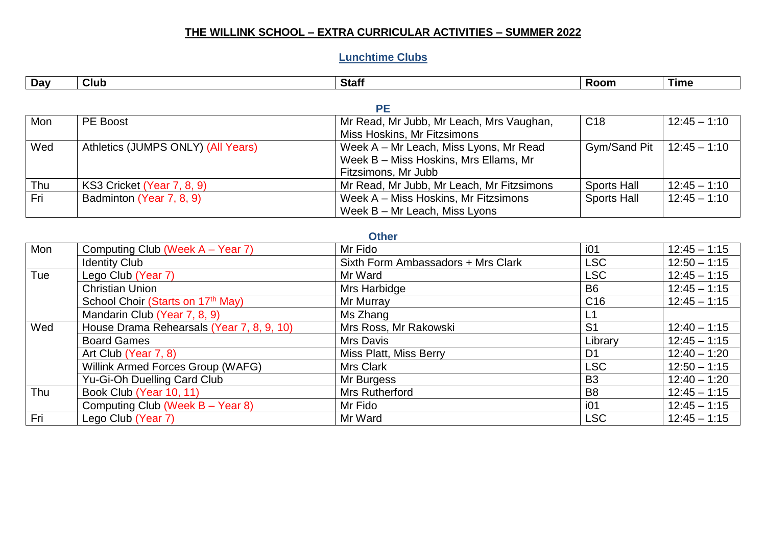# THE WILLINK SCHOOL – EXTRA CURRICULAR ACTIVITIES – SUMMER 2022

## Lunchtime Clubs

### PE

| Day | Club | Staff | Room | Time |
|---|---|---|---|---|
| Mon | PE Boost | Mr Read, Mr Jubb, Mr Leach, Mrs Vaughan, Miss Hoskins, Mr Fitzsimons | C18 | 12:45 – 1:10 |
| Wed | Athletics (JUMPS ONLY) (All Years) | Week A – Mr Leach, Miss Lyons, Mr Read<br>Week B – Miss Hoskins, Mrs Ellams, Mr Fitzsimons, Mr Jubb | Gym/Sand Pit | 12:45 – 1:10 |
| Thu | KS3 Cricket (Year 7, 8, 9) | Mr Read, Mr Jubb, Mr Leach, Mr Fitzsimons | Sports Hall | 12:45 – 1:10 |
| Fri | Badminton (Year 7, 8, 9) | Week A – Miss Hoskins, Mr Fitzsimons<br>Week B – Mr Leach, Miss Lyons | Sports Hall | 12:45 – 1:10 |

### Other

| Day | Club | Staff | Room | Time |
|---|---|---|---|---|
| Mon | Computing Club (Week A – Year 7) | Mr Fido | i01 | 12:45 – 1:15 |
| | Identity Club | Sixth Form Ambassadors + Mrs Clark | LSC | 12:50 – 1:15 |
| Tue | Lego Club (Year 7) | Mr Ward | LSC | 12:45 – 1:15 |
| | Christian Union | Mrs Harbidge | B6 | 12:45 – 1:15 |
| | School Choir (Starts on 17th May) | Mr Murray | C16 | 12:45 – 1:15 |
| | Mandarin Club (Year 7, 8, 9) | Ms Zhang | L1 | |
| Wed | House Drama Rehearsals (Year 7, 8, 9, 10) | Mrs Ross, Mr Rakowski | S1 | 12:40 – 1:15 |
| | Board Games | Mrs Davis | Library | 12:45 – 1:15 |
| | Art Club (Year 7, 8) | Miss Platt, Miss Berry | D1 | 12:40 – 1:20 |
| | Willink Armed Forces Group (WAFG) | Mrs Clark | LSC | 12:50 – 1:15 |
| | Yu-Gi-Oh Duelling Card Club | Mr Burgess | B3 | 12:40 – 1:20 |
| Thu | Book Club (Year 10, 11) | Mrs Rutherford | B8 | 12:45 – 1:15 |
| | Computing Club (Week B – Year 8) | Mr Fido | i01 | 12:45 – 1:15 |
| Fri | Lego Club (Year 7) | Mr Ward | LSC | 12:45 – 1:15 |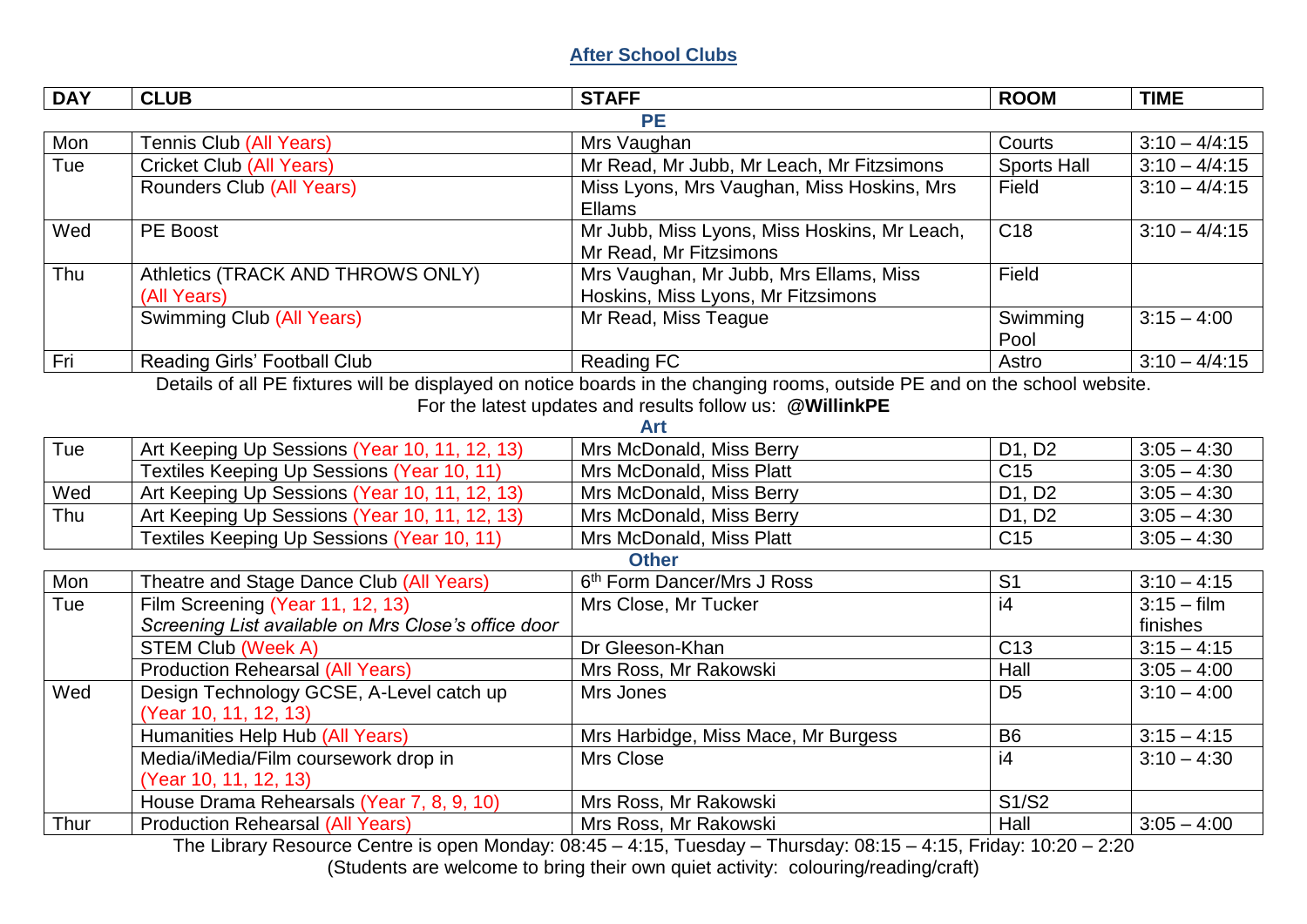## After School Clubs

| DAY | CLUB | STAFF | ROOM | TIME |
|---|---|---|---|---|
| | | **PE** | | |
| Mon | Tennis Club (All Years) | Mrs Vaughan | Courts | 3:10 – 4/4:15 |
| Tue | Cricket Club (All Years) | Mr Read, Mr Jubb, Mr Leach, Mr Fitzsimons | Sports Hall | 3:10 – 4/4:15 |
| | Rounders Club (All Years) | Miss Lyons, Mrs Vaughan, Miss Hoskins, Mrs Ellams | Field | 3:10 – 4/4:15 |
| Wed | PE Boost | Mr Jubb, Miss Lyons, Miss Hoskins, Mr Leach, Mr Read, Mr Fitzsimons | C18 | 3:10 – 4/4:15 |
| Thu | Athletics (TRACK AND THROWS ONLY) (All Years) | Mrs Vaughan, Mr Jubb, Mrs Ellams, Miss Hoskins, Miss Lyons, Mr Fitzsimons | Field | |
| | Swimming Club (All Years) | Mr Read, Miss Teague | Swimming Pool | 3:15 – 4:00 |
| Fri | Reading Girls' Football Club | Reading FC | Astro | 3:10 – 4/4:15 |

Details of all PE fixtures will be displayed on notice boards in the changing rooms, outside PE and on the school website.

For the latest updates and results follow us: **@WillinkPE**

| DAY | CLUB | STAFF | ROOM | TIME |
|---|---|---|---|---|
| | | **Art** | | |
| Tue | Art Keeping Up Sessions (Year 10, 11, 12, 13) | Mrs McDonald, Miss Berry | D1, D2 | 3:05 – 4:30 |
| | Textiles Keeping Up Sessions (Year 10, 11) | Mrs McDonald, Miss Platt | C15 | 3:05 – 4:30 |
| Wed | Art Keeping Up Sessions (Year 10, 11, 12, 13) | Mrs McDonald, Miss Berry | D1, D2 | 3:05 – 4:30 |
| Thu | Art Keeping Up Sessions (Year 10, 11, 12, 13) | Mrs McDonald, Miss Berry | D1, D2 | 3:05 – 4:30 |
| | Textiles Keeping Up Sessions (Year 10, 11) | Mrs McDonald, Miss Platt | C15 | 3:05 – 4:30 |
| | | **Other** | | |
| Mon | Theatre and Stage Dance Club (All Years) | 6th Form Dancer/Mrs J Ross | S1 | 3:10 – 4:15 |
| Tue | Film Screening (Year 11, 12, 13) *Screening List available on Mrs Close's office door* | Mrs Close, Mr Tucker | i4 | 3:15 – film finishes |
| | STEM Club (Week A) | Dr Gleeson-Khan | C13 | 3:15 – 4:15 |
| | Production Rehearsal (All Years) | Mrs Ross, Mr Rakowski | Hall | 3:05 – 4:00 |
| Wed | Design Technology GCSE, A-Level catch up (Year 10, 11, 12, 13) | Mrs Jones | D5 | 3:10 – 4:00 |
| | Humanities Help Hub (All Years) | Mrs Harbidge, Miss Mace, Mr Burgess | B6 | 3:15 – 4:15 |
| | Media/iMedia/Film coursework drop in (Year 10, 11, 12, 13) | Mrs Close | i4 | 3:10 – 4:30 |
| | House Drama Rehearsals (Year 7, 8, 9, 10) | Mrs Ross, Mr Rakowski | S1/S2 | |
| Thur | Production Rehearsal (All Years) | Mrs Ross, Mr Rakowski | Hall | 3:05 – 4:00 |

The Library Resource Centre is open Monday: 08:45 – 4:15, Tuesday – Thursday: 08:15 – 4:15, Friday: 10:20 – 2:20

(Students are welcome to bring their own quiet activity: colouring/reading/craft)